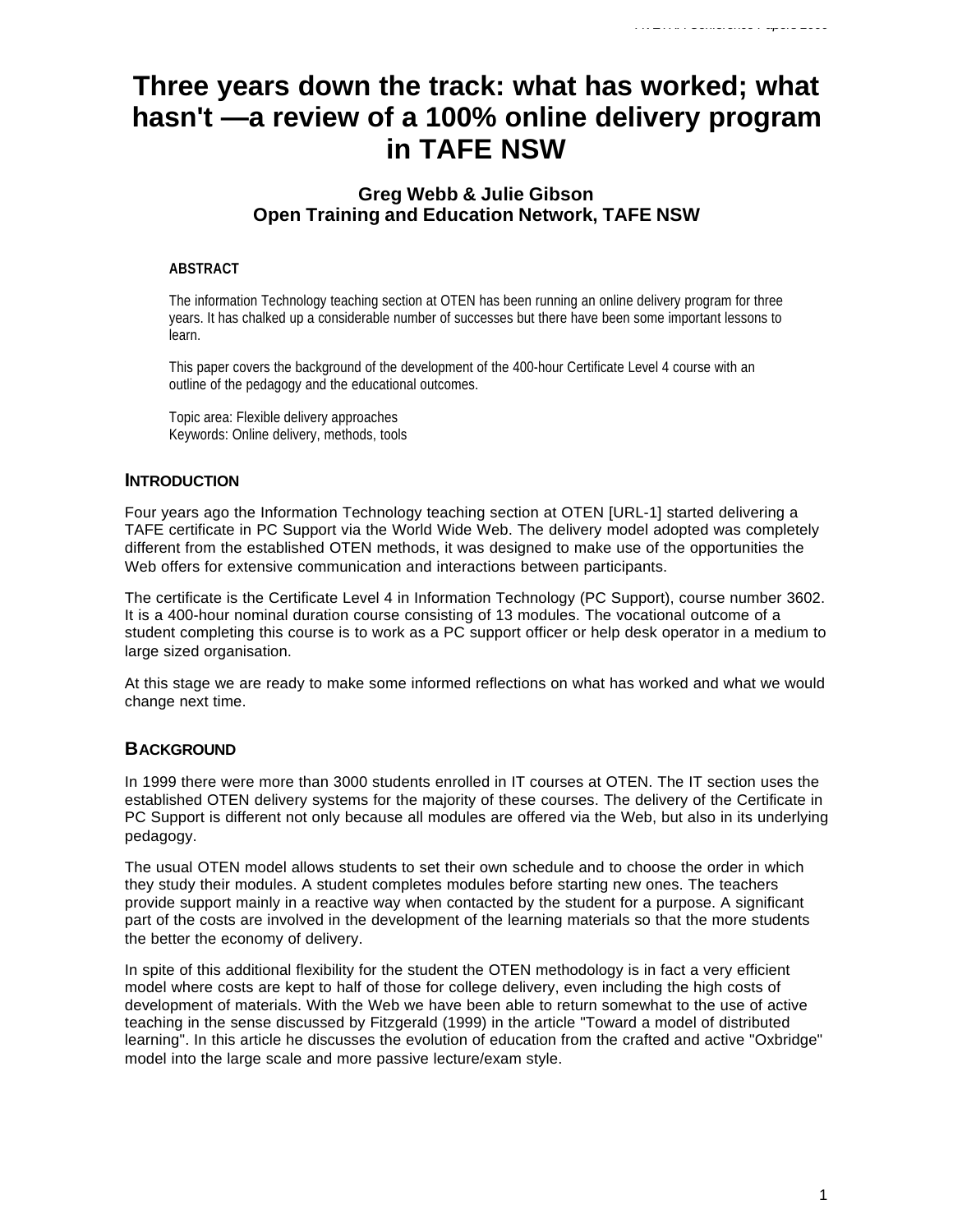# Three years down the track: what has worked; what hasn't —a review of a 100% online delivery program in TAFE NSW

### Greg Webb & Julie Gibson
### Open Training and Education Network, TAFE NSW

**ABSTRACT**

The information Technology teaching section at OTEN has been running an online delivery program for three years. It has chalked up a considerable number of successes but there have been some important lessons to learn.

This paper covers the background of the development of the 400-hour Certificate Level 4 course with an outline of the pedagogy and the educational outcomes.

Topic area: Flexible delivery approaches
Keywords: Online delivery, methods, tools

## INTRODUCTION

Four years ago the Information Technology teaching section at OTEN [URL-1] started delivering a TAFE certificate in PC Support via the World Wide Web. The delivery model adopted was completely different from the established OTEN methods, it was designed to make use of the opportunities the Web offers for extensive communication and interactions between participants.

The certificate is the Certificate Level 4 in Information Technology (PC Support), course number 3602. It is a 400-hour nominal duration course consisting of 13 modules. The vocational outcome of a student completing this course is to work as a PC support officer or help desk operator in a medium to large sized organisation.

At this stage we are ready to make some informed reflections on what has worked and what we would change next time.

## BACKGROUND

In 1999 there were more than 3000 students enrolled in IT courses at OTEN. The IT section uses the established OTEN delivery systems for the majority of these courses. The delivery of the Certificate in PC Support is different not only because all modules are offered via the Web, but also in its underlying pedagogy.

The usual OTEN model allows students to set their own schedule and to choose the order in which they study their modules. A student completes modules before starting new ones. The teachers provide support mainly in a reactive way when contacted by the student for a purpose. A significant part of the costs are involved in the development of the learning materials so that the more students the better the economy of delivery.

In spite of this additional flexibility for the student the OTEN methodology is in fact a very efficient model where costs are kept to half of those for college delivery, even including the high costs of development of materials. With the Web we have been able to return somewhat to the use of active teaching in the sense discussed by Fitzgerald (1999) in the article "Toward a model of distributed learning". In this article he discusses the evolution of education from the crafted and active "Oxbridge" model into the large scale and more passive lecture/exam style.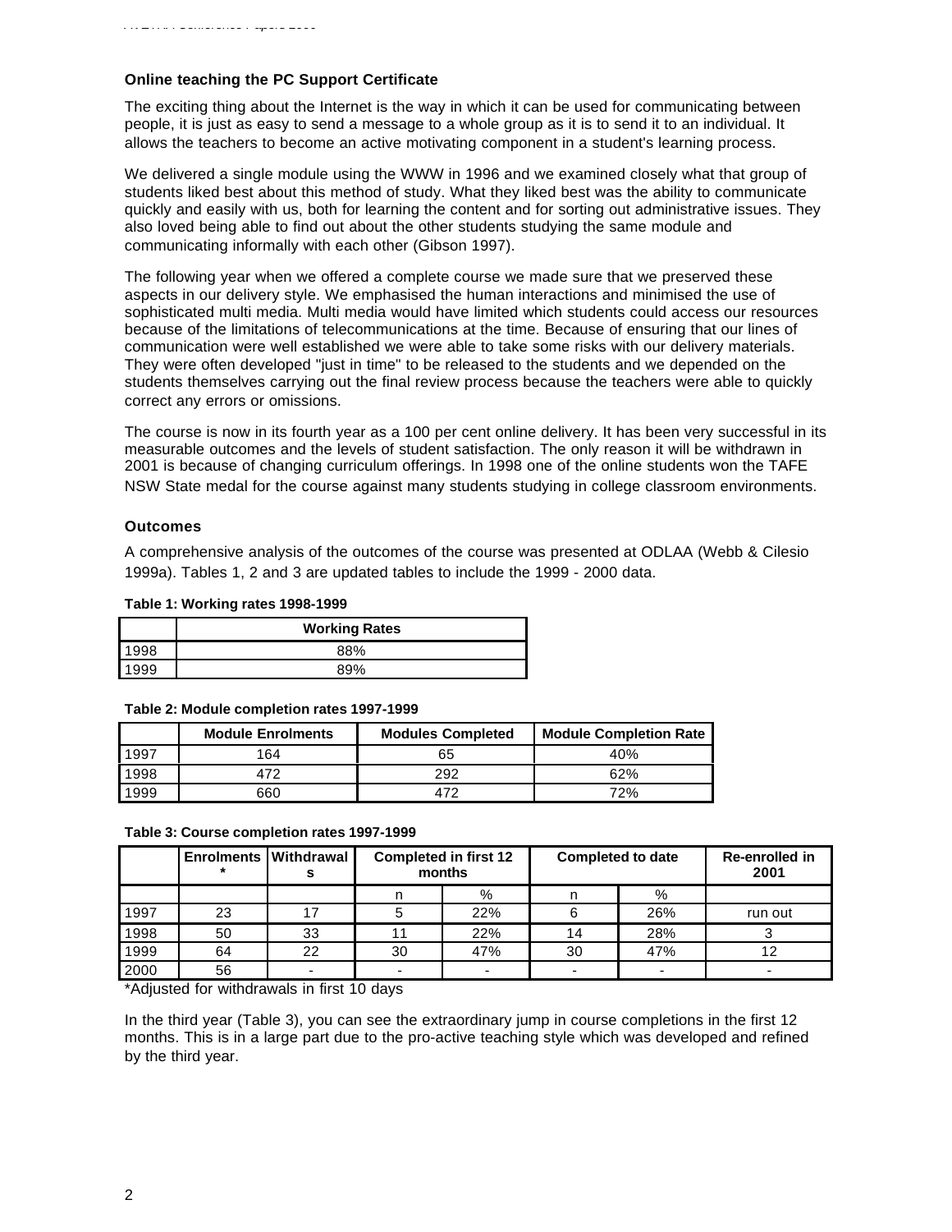### Online teaching the PC Support Certificate

The exciting thing about the Internet is the way in which it can be used for communicating between people, it is just as easy to send a message to a whole group as it is to send it to an individual. It allows the teachers to become an active motivating component in a student's learning process.

We delivered a single module using the WWW in 1996 and we examined closely what that group of students liked best about this method of study. What they liked best was the ability to communicate quickly and easily with us, both for learning the content and for sorting out administrative issues. They also loved being able to find out about the other students studying the same module and communicating informally with each other (Gibson 1997).

The following year when we offered a complete course we made sure that we preserved these aspects in our delivery style. We emphasised the human interactions and minimised the use of sophisticated multi media. Multi media would have limited which students could access our resources because of the limitations of telecommunications at the time. Because of ensuring that our lines of communication were well established we were able to take some risks with our delivery materials. They were often developed "just in time" to be released to the students and we depended on the students themselves carrying out the final review process because the teachers were able to quickly correct any errors or omissions.

The course is now in its fourth year as a 100 per cent online delivery. It has been very successful in its measurable outcomes and the levels of student satisfaction. The only reason it will be withdrawn in 2001 is because of changing curriculum offerings. In 1998 one of the online students won the TAFE NSW State medal for the course against many students studying in college classroom environments.

### Outcomes

A comprehensive analysis of the outcomes of the course was presented at ODLAA (Webb & Cilesio 1999a). Tables 1, 2 and 3 are updated tables to include the 1999 - 2000 data.

**Table 1: Working rates 1998-1999**

| | Working Rates |
|---|---|
| 1998 | 88% |
| 1999 | 89% |

**Table 2: Module completion rates 1997-1999**

| | Module Enrolments | Modules Completed | Module Completion Rate |
|---|---|---|---|
| 1997 | 164 | 65 | 40% |
| 1998 | 472 | 292 | 62% |
| 1999 | 660 | 472 | 72% |

**Table 3: Course completion rates 1997-1999**

| | Enrolments * | Withdrawals | Completed in first 12 months | | Completed to date | | Re-enrolled in 2001 |
|---|---|---|---|---|---|---|---|
| | | | n | % | n | % | |
| 1997 | 23 | 17 | 5 | 22% | 6 | 26% | run out |
| 1998 | 50 | 33 | 11 | 22% | 14 | 28% | 3 |
| 1999 | 64 | 22 | 30 | 47% | 30 | 47% | 12 |
| 2000 | 56 | - | - | - | - | - | - |

*Adjusted for withdrawals in first 10 days

In the third year (Table 3), you can see the extraordinary jump in course completions in the first 12 months. This is in a large part due to the pro-active teaching style which was developed and refined by the third year.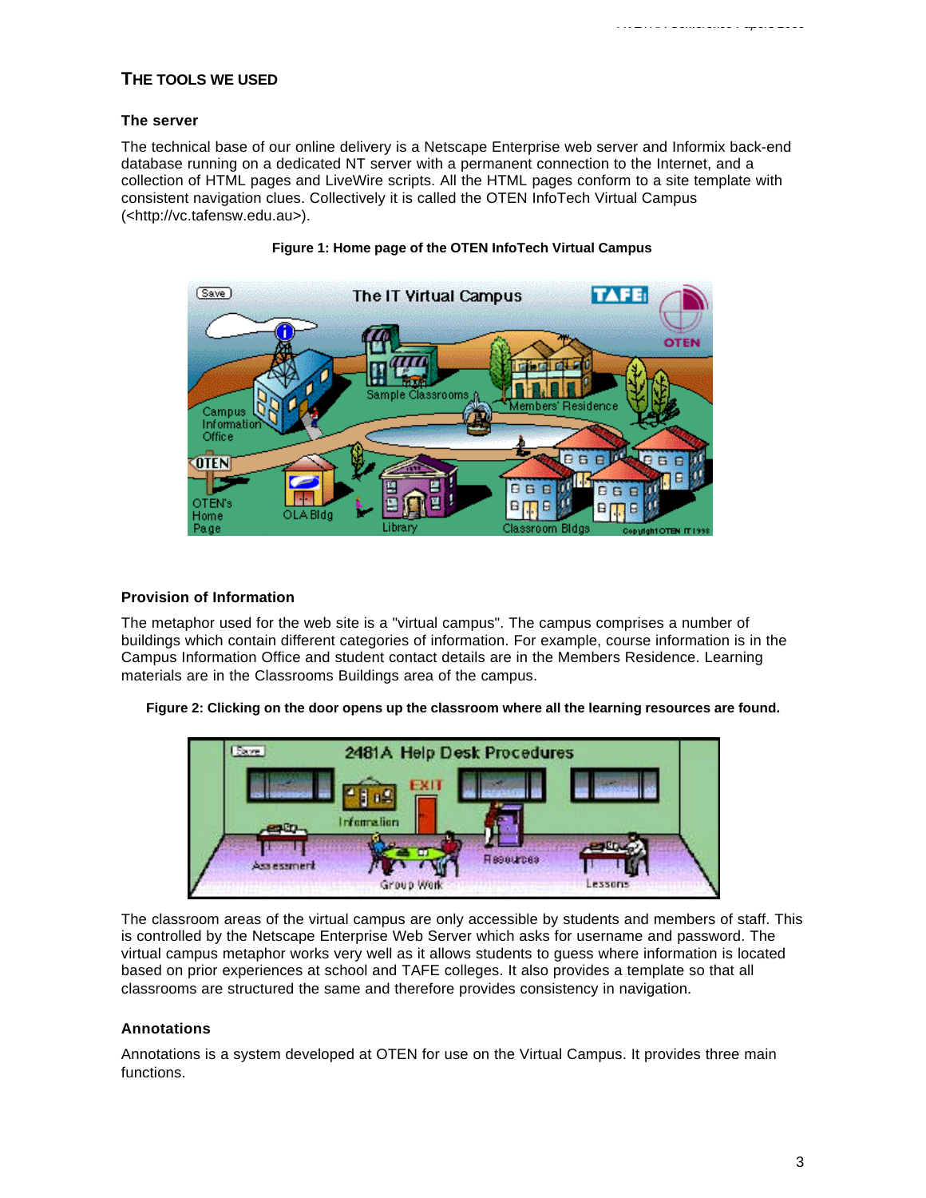## THE TOOLS WE USED

### The server

The technical base of our online delivery is a Netscape Enterprise web server and Informix back-end database running on a dedicated NT server with a permanent connection to the Internet, and a collection of HTML pages and LiveWire scripts. All the HTML pages conform to a site template with consistent navigation clues. Collectively it is called the OTEN InfoTech Virtual Campus (<http://vc.tafensw.edu.au>).

**Figure 1: Home page of the OTEN InfoTech Virtual Campus**

### Provision of Information

The metaphor used for the web site is a "virtual campus". The campus comprises a number of buildings which contain different categories of information. For example, course information is in the Campus Information Office and student contact details are in the Members Residence. Learning materials are in the Classrooms Buildings area of the campus.

**Figure 2: Clicking on the door opens up the classroom where all the learning resources are found.**

The classroom areas of the virtual campus are only accessible by students and members of staff. This is controlled by the Netscape Enterprise Web Server which asks for username and password. The virtual campus metaphor works very well as it allows students to guess where information is located based on prior experiences at school and TAFE colleges. It also provides a template so that all classrooms are structured the same and therefore provides consistency in navigation.

### Annotations

Annotations is a system developed at OTEN for use on the Virtual Campus. It provides three main functions.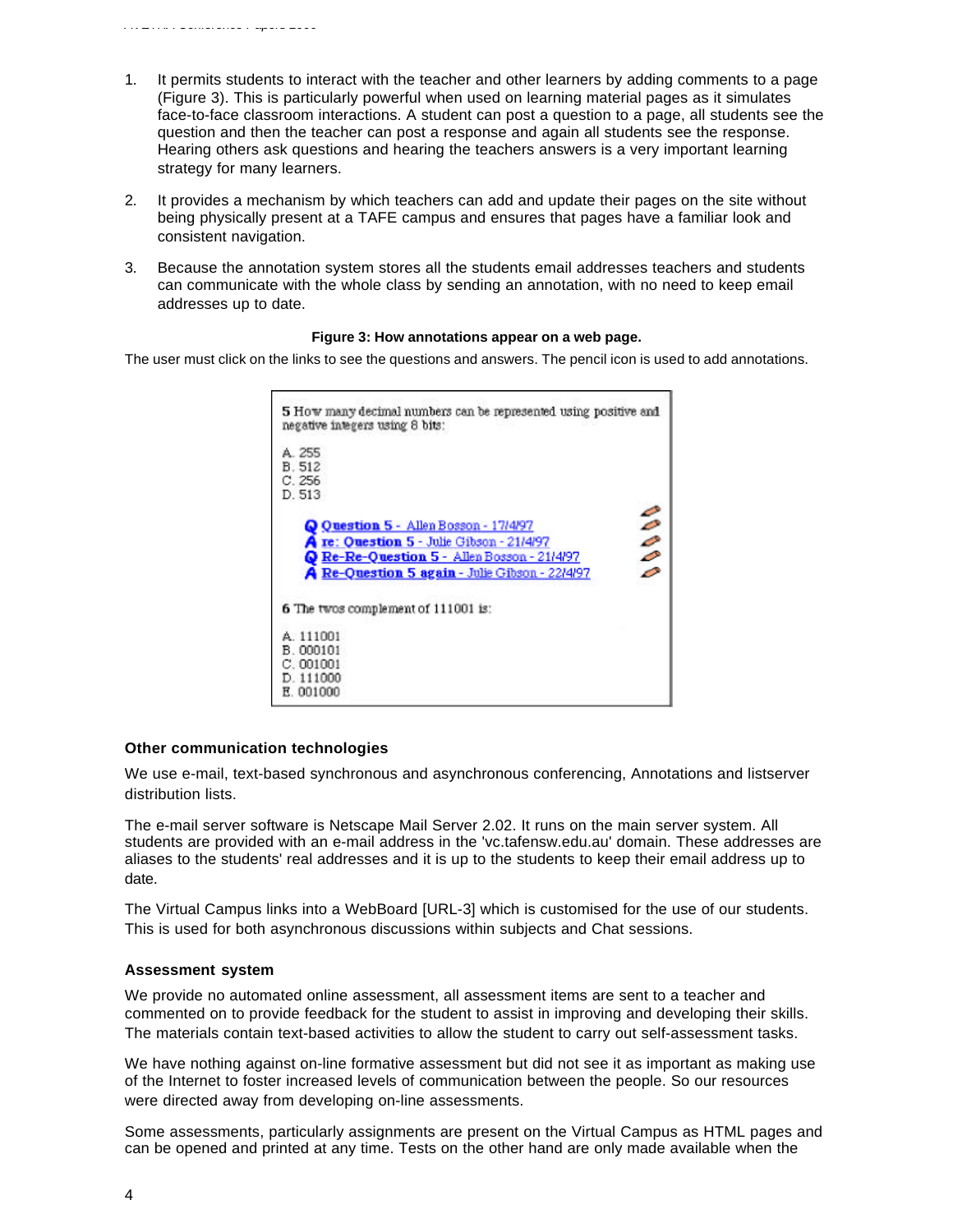1. It permits students to interact with the teacher and other learners by adding comments to a page (Figure 3). This is particularly powerful when used on learning material pages as it simulates face-to-face classroom interactions. A student can post a question to a page, all students see the question and then the teacher can post a response and again all students see the response. Hearing others ask questions and hearing the teachers answers is a very important learning strategy for many learners.

2. It provides a mechanism by which teachers can add and update their pages on the site without being physically present at a TAFE campus and ensures that pages have a familiar look and consistent navigation.

3. Because the annotation system stores all the students email addresses teachers and students can communicate with the whole class by sending an annotation, with no need to keep email addresses up to date.

**Figure 3: How annotations appear on a web page.**

The user must click on the links to see the questions and answers. The pencil icon is used to add annotations.

**5** How many decimal numbers can be represented using positive and negative integers using 8 bits:

A. 255
B. 512
C. 256
D. 513

**Q** **Question 5** - Allen Bosson - 17/4/97
**A** **re: Question 5** - Julie Gibson - 21/4/97
**Q** **Re-Re-Question 5** - Allen Bosson - 21/4/97
**A** **Re-Question 5 again** - Julie Gibson - 22/4/97

**6** The twos complement of 111001 is:

A. 111001
B. 000101
C. 001001
D. 111000
E. 001000

### Other communication technologies

We use e-mail, text-based synchronous and asynchronous conferencing, Annotations and listserver distribution lists.

The e-mail server software is Netscape Mail Server 2.02. It runs on the main server system. All students are provided with an e-mail address in the 'vc.tafensw.edu.au' domain. These addresses are aliases to the students' real addresses and it is up to the students to keep their email address up to date.

The Virtual Campus links into a WebBoard [URL-3] which is customised for the use of our students. This is used for both asynchronous discussions within subjects and Chat sessions.

### Assessment system

We provide no automated online assessment, all assessment items are sent to a teacher and commented on to provide feedback for the student to assist in improving and developing their skills. The materials contain text-based activities to allow the student to carry out self-assessment tasks.

We have nothing against on-line formative assessment but did not see it as important as making use of the Internet to foster increased levels of communication between the people. So our resources were directed away from developing on-line assessments.

Some assessments, particularly assignments are present on the Virtual Campus as HTML pages and can be opened and printed at any time. Tests on the other hand are only made available when the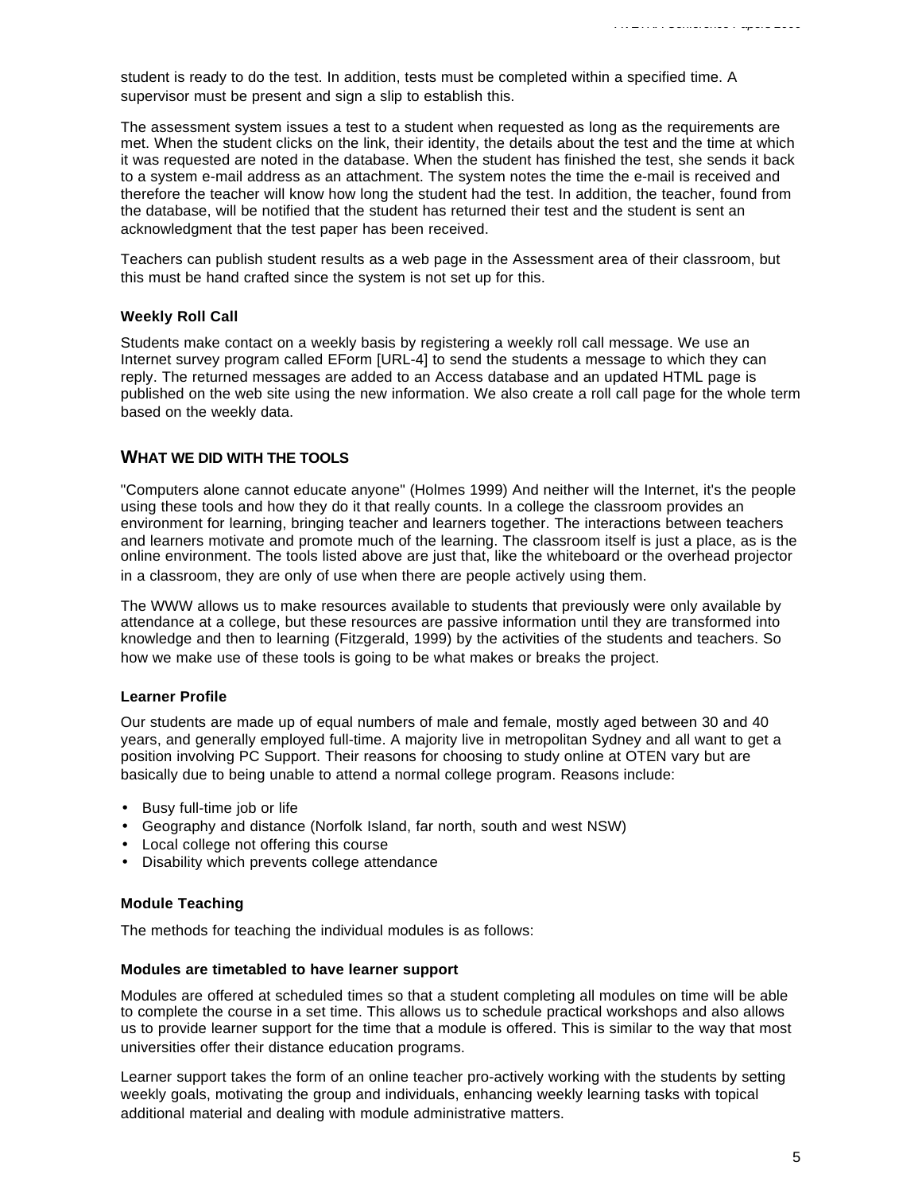student is ready to do the test. In addition, tests must be completed within a specified time. A supervisor must be present and sign a slip to establish this.

The assessment system issues a test to a student when requested as long as the requirements are met. When the student clicks on the link, their identity, the details about the test and the time at which it was requested are noted in the database. When the student has finished the test, she sends it back to a system e-mail address as an attachment. The system notes the time the e-mail is received and therefore the teacher will know how long the student had the test. In addition, the teacher, found from the database, will be notified that the student has returned their test and the student is sent an acknowledgment that the test paper has been received.

Teachers can publish student results as a web page in the Assessment area of their classroom, but this must be hand crafted since the system is not set up for this.

### Weekly Roll Call

Students make contact on a weekly basis by registering a weekly roll call message. We use an Internet survey program called EForm [URL-4] to send the students a message to which they can reply. The returned messages are added to an Access database and an updated HTML page is published on the web site using the new information. We also create a roll call page for the whole term based on the weekly data.

## WHAT WE DID WITH THE TOOLS

"Computers alone cannot educate anyone" (Holmes 1999) And neither will the Internet, it's the people using these tools and how they do it that really counts. In a college the classroom provides an environment for learning, bringing teacher and learners together. The interactions between teachers and learners motivate and promote much of the learning. The classroom itself is just a place, as is the online environment. The tools listed above are just that, like the whiteboard or the overhead projector in a classroom, they are only of use when there are people actively using them.

The WWW allows us to make resources available to students that previously were only available by attendance at a college, but these resources are passive information until they are transformed into knowledge and then to learning (Fitzgerald, 1999) by the activities of the students and teachers. So how we make use of these tools is going to be what makes or breaks the project.

### Learner Profile

Our students are made up of equal numbers of male and female, mostly aged between 30 and 40 years, and generally employed full-time. A majority live in metropolitan Sydney and all want to get a position involving PC Support. Their reasons for choosing to study online at OTEN vary but are basically due to being unable to attend a normal college program. Reasons include:

- Busy full-time job or life
- Geography and distance (Norfolk Island, far north, south and west NSW)
- Local college not offering this course
- Disability which prevents college attendance

### Module Teaching

The methods for teaching the individual modules is as follows:

### Modules are timetabled to have learner support

Modules are offered at scheduled times so that a student completing all modules on time will be able to complete the course in a set time. This allows us to schedule practical workshops and also allows us to provide learner support for the time that a module is offered. This is similar to the way that most universities offer their distance education programs.

Learner support takes the form of an online teacher pro-actively working with the students by setting weekly goals, motivating the group and individuals, enhancing weekly learning tasks with topical additional material and dealing with module administrative matters.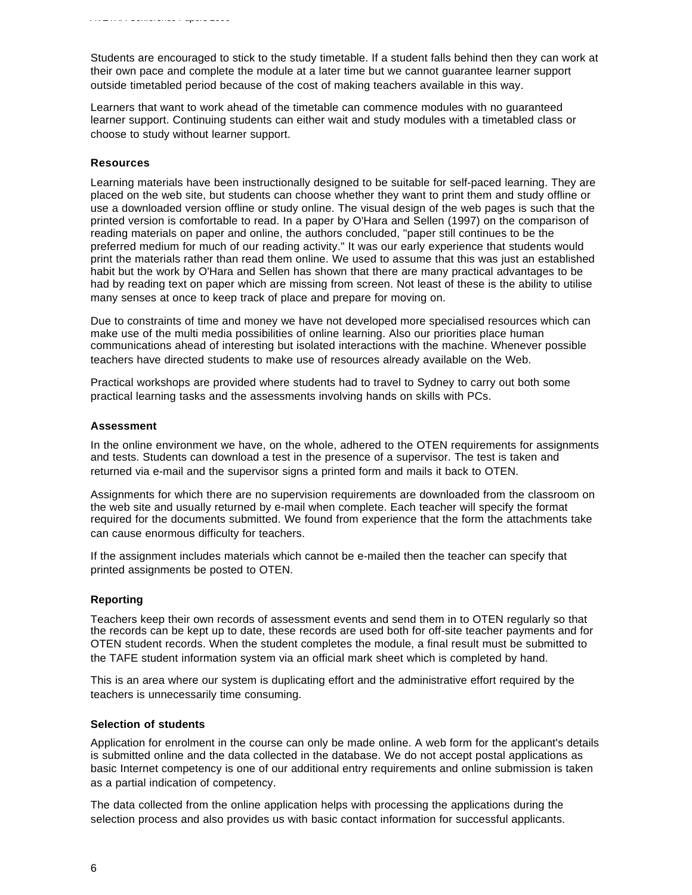Students are encouraged to stick to the study timetable. If a student falls behind then they can work at their own pace and complete the module at a later time but we cannot guarantee learner support outside timetabled period because of the cost of making teachers available in this way.

Learners that want to work ahead of the timetable can commence modules with no guaranteed learner support. Continuing students can either wait and study modules with a timetabled class or choose to study without learner support.

**Resources**

Learning materials have been instructionally designed to be suitable for self-paced learning. They are placed on the web site, but students can choose whether they want to print them and study offline or use a downloaded version offline or study online. The visual design of the web pages is such that the printed version is comfortable to read. In a paper by O'Hara and Sellen (1997) on the comparison of reading materials on paper and online, the authors concluded, "paper still continues to be the preferred medium for much of our reading activity." It was our early experience that students would print the materials rather than read them online. We used to assume that this was just an established habit but the work by O'Hara and Sellen has shown that there are many practical advantages to be had by reading text on paper which are missing from screen. Not least of these is the ability to utilise many senses at once to keep track of place and prepare for moving on.

Due to constraints of time and money we have not developed more specialised resources which can make use of the multi media possibilities of online learning. Also our priorities place human communications ahead of interesting but isolated interactions with the machine. Whenever possible teachers have directed students to make use of resources already available on the Web.

Practical workshops are provided where students had to travel to Sydney to carry out both some practical learning tasks and the assessments involving hands on skills with PCs.

**Assessment**

In the online environment we have, on the whole, adhered to the OTEN requirements for assignments and tests. Students can download a test in the presence of a supervisor. The test is taken and returned via e-mail and the supervisor signs a printed form and mails it back to OTEN.

Assignments for which there are no supervision requirements are downloaded from the classroom on the web site and usually returned by e-mail when complete. Each teacher will specify the format required for the documents submitted. We found from experience that the form the attachments take can cause enormous difficulty for teachers.

If the assignment includes materials which cannot be e-mailed then the teacher can specify that printed assignments be posted to OTEN.

**Reporting**

Teachers keep their own records of assessment events and send them in to OTEN regularly so that the records can be kept up to date, these records are used both for off-site teacher payments and for OTEN student records. When the student completes the module, a final result must be submitted to the TAFE student information system via an official mark sheet which is completed by hand.

This is an area where our system is duplicating effort and the administrative effort required by the teachers is unnecessarily time consuming.

**Selection of students**

Application for enrolment in the course can only be made online. A web form for the applicant's details is submitted online and the data collected in the database. We do not accept postal applications as basic Internet competency is one of our additional entry requirements and online submission is taken as a partial indication of competency.

The data collected from the online application helps with processing the applications during the selection process and also provides us with basic contact information for successful applicants.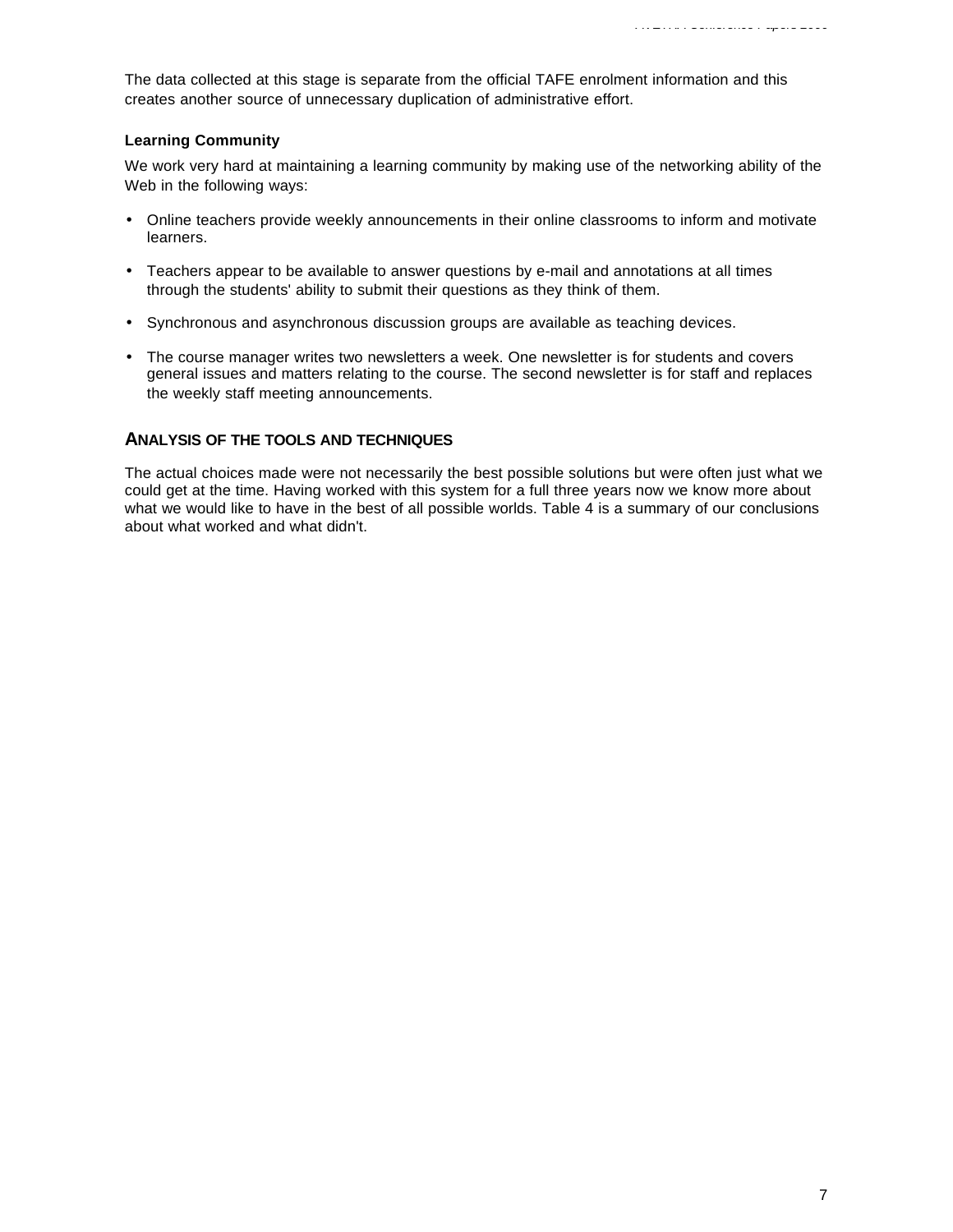The data collected at this stage is separate from the official TAFE enrolment information and this creates another source of unnecessary duplication of administrative effort.

### Learning Community

We work very hard at maintaining a learning community by making use of the networking ability of the Web in the following ways:

- Online teachers provide weekly announcements in their online classrooms to inform and motivate learners.
- Teachers appear to be available to answer questions by e-mail and annotations at all times through the students' ability to submit their questions as they think of them.
- Synchronous and asynchronous discussion groups are available as teaching devices.
- The course manager writes two newsletters a week. One newsletter is for students and covers general issues and matters relating to the course. The second newsletter is for staff and replaces the weekly staff meeting announcements.

## ANALYSIS OF THE TOOLS AND TECHNIQUES

The actual choices made were not necessarily the best possible solutions but were often just what we could get at the time. Having worked with this system for a full three years now we know more about what we would like to have in the best of all possible worlds. Table 4 is a summary of our conclusions about what worked and what didn't.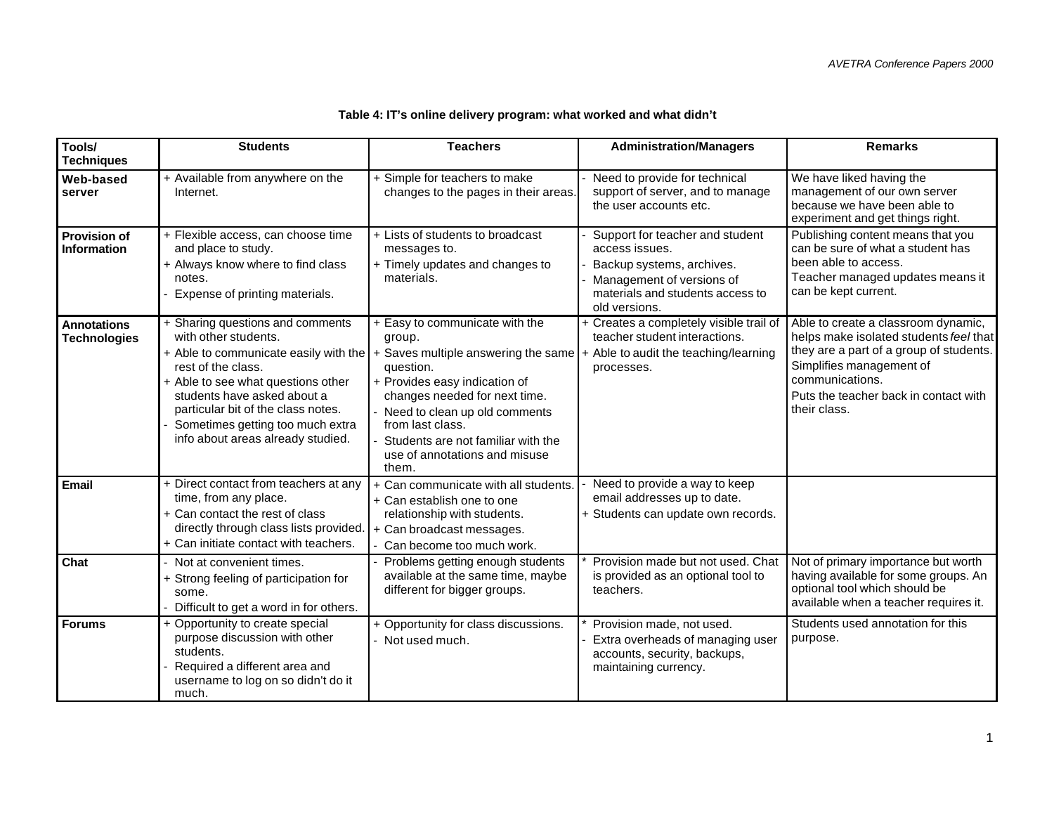**Table 4: IT's online delivery program: what worked and what didn't**

| Tools/ Techniques | Students | Teachers | Administration/Managers | Remarks |
|---|---|---|---|---|
| **Web-based server** | + Available from anywhere on the Internet. | + Simple for teachers to make changes to the pages in their areas. | - Need to provide for technical support of server, and to manage the user accounts etc. | We have liked having the management of our own server because we have been able to experiment and get things right. |
| **Provision of Information** | + Flexible access, can choose time and place to study.<br>+ Always know where to find class notes.<br>- Expense of printing materials. | + Lists of students to broadcast messages to.<br>+ Timely updates and changes to materials. | - Support for teacher and student access issues.<br>- Backup systems, archives.<br>- Management of versions of materials and students access to old versions. | Publishing content means that you can be sure of what a student has been able to access.<br>Teacher managed updates means it can be kept current. |
| **Annotations Technologies** | + Sharing questions and comments with other students.<br>+ Able to communicate easily with the rest of the class.<br>+ Able to see what questions other students have asked about a particular bit of the class notes.<br>- Sometimes getting too much extra info about areas already studied. | + Easy to communicate with the group.<br>+ Saves multiple answering the same question.<br>+ Provides easy indication of changes needed for next time.<br>- Need to clean up old comments from last class.<br>- Students are not familiar with the use of annotations and misuse them. | + Creates a completely visible trail of teacher student interactions.<br>+ Able to audit the teaching/learning processes. | Able to create a classroom dynamic, helps make isolated students *feel* that they are a part of a group of students.<br>Simplifies management of communications.<br>Puts the teacher back in contact with their class. |
| **Email** | + Direct contact from teachers at any time, from any place.<br>+ Can contact the rest of class directly through class lists provided.<br>+ Can initiate contact with teachers. | + Can communicate with all students.<br>+ Can establish one to one relationship with students.<br>+ Can broadcast messages.<br>- Can become too much work. | - Need to provide a way to keep email addresses up to date.<br>+ Students can update own records. | |
| **Chat** | - Not at convenient times.<br>+ Strong feeling of participation for some.<br>- Difficult to get a word in for others. | - Problems getting enough students available at the same time, maybe different for bigger groups. | * Provision made but not used. Chat is provided as an optional tool to teachers. | Not of primary importance but worth having available for some groups. An optional tool which should be available when a teacher requires it. |
| **Forums** | + Opportunity to create special purpose discussion with other students.<br>- Required a different area and username to log on so didn't do it much. | + Opportunity for class discussions.<br>- Not used much. | * Provision made, not used.<br>- Extra overheads of managing user accounts, security, backups, maintaining currency. | Students used annotation for this purpose. |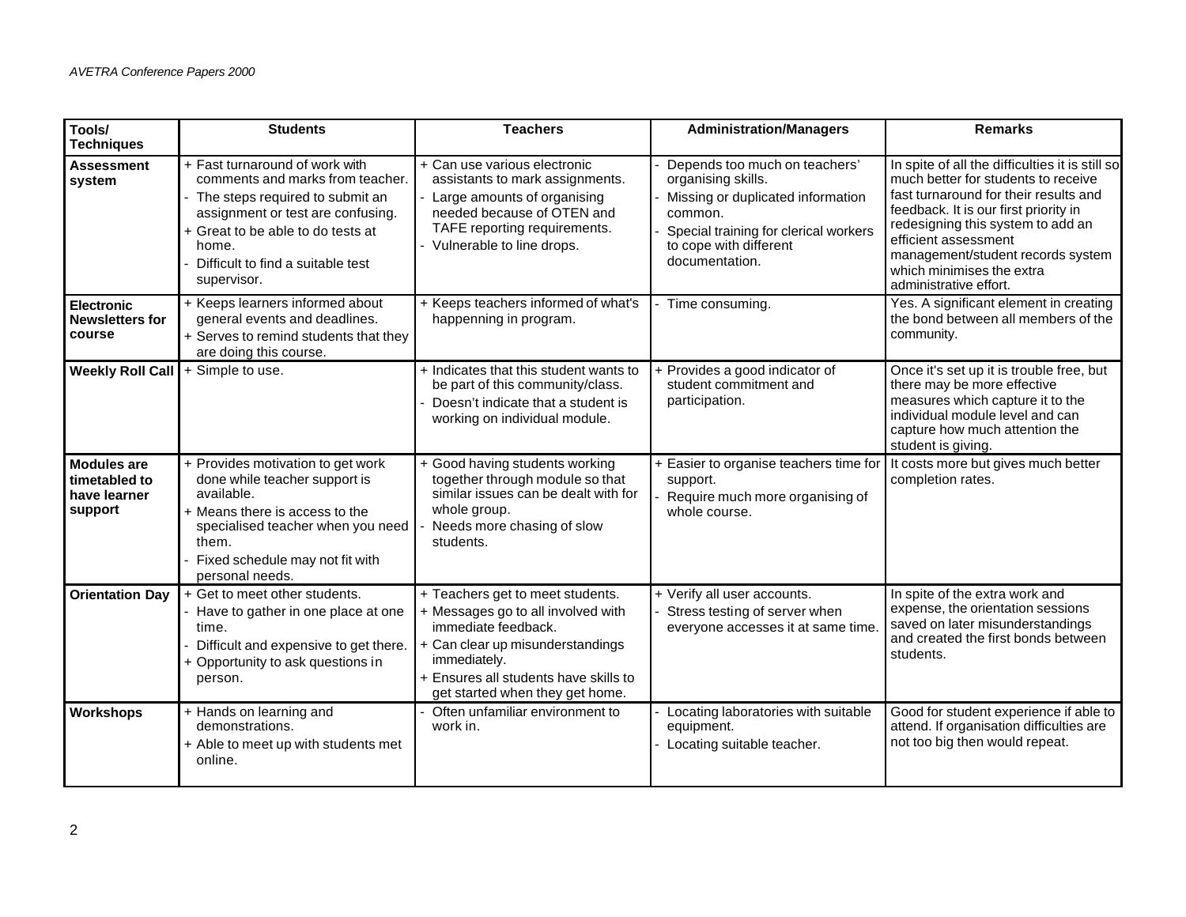| Tools/ Techniques | Students | Teachers | Administration/Managers | Remarks |
|---|---|---|---|---|
| **Assessment system** | + Fast turnaround of work with comments and marks from teacher.<br>- The steps required to submit an assignment or test are confusing.<br>+ Great to be able to do tests at home.<br>- Difficult to find a suitable test supervisor. | + Can use various electronic assistants to mark assignments.<br>- Large amounts of organising needed because of OTEN and TAFE reporting requirements.<br>- Vulnerable to line drops. | - Depends too much on teachers' organising skills.<br>- Missing or duplicated information common.<br>- Special training for clerical workers to cope with different documentation. | In spite of all the difficulties it is still so much better for students to receive fast turnaround for their results and feedback. It is our first priority in redesigning this system to add an efficient assessment management/student records system which minimises the extra administrative effort. |
| **Electronic Newsletters for course** | + Keeps learners informed about general events and deadlines.<br>+ Serves to remind students that they are doing this course. | + Keeps teachers informed of what's happenning in program. | - Time consuming. | Yes. A significant element in creating the bond between all members of the community. |
| **Weekly Roll Call** | + Simple to use. | + Indicates that this student wants to be part of this community/class.<br>- Doesn't indicate that a student is working on individual module. | + Provides a good indicator of student commitment and participation. | Once it's set up it is trouble free, but there may be more effective measures which capture it to the individual module level and can capture how much attention the student is giving. |
| **Modules are timetabled to have learner support** | + Provides motivation to get work done while teacher support is available.<br>+ Means there is access to the specialised teacher when you need them.<br>- Fixed schedule may not fit with personal needs. | + Good having students working together through module so that similar issues can be dealt with for whole group.<br>- Needs more chasing of slow students. | + Easier to organise teachers time for support.<br>- Require much more organising of whole course. | It costs more but gives much better completion rates. |
| **Orientation Day** | + Get to meet other students.<br>- Have to gather in one place at one time.<br>- Difficult and expensive to get there.<br>+ Opportunity to ask questions in person. | + Teachers get to meet students.<br>+ Messages go to all involved with immediate feedback.<br>+ Can clear up misunderstandings immediately.<br>+ Ensures all students have skills to get started when they get home. | + Verify all user accounts.<br>- Stress testing of server when everyone accesses it at same time. | In spite of the extra work and expense, the orientation sessions saved on later misunderstandings and created the first bonds between students. |
| **Workshops** | + Hands on learning and demonstrations.<br>+ Able to meet up with students met online. | - Often unfamiliar environment to work in. | - Locating laboratories with suitable equipment.<br>- Locating suitable teacher. | Good for student experience if able to attend. If organisation difficulties are not too big then would repeat. |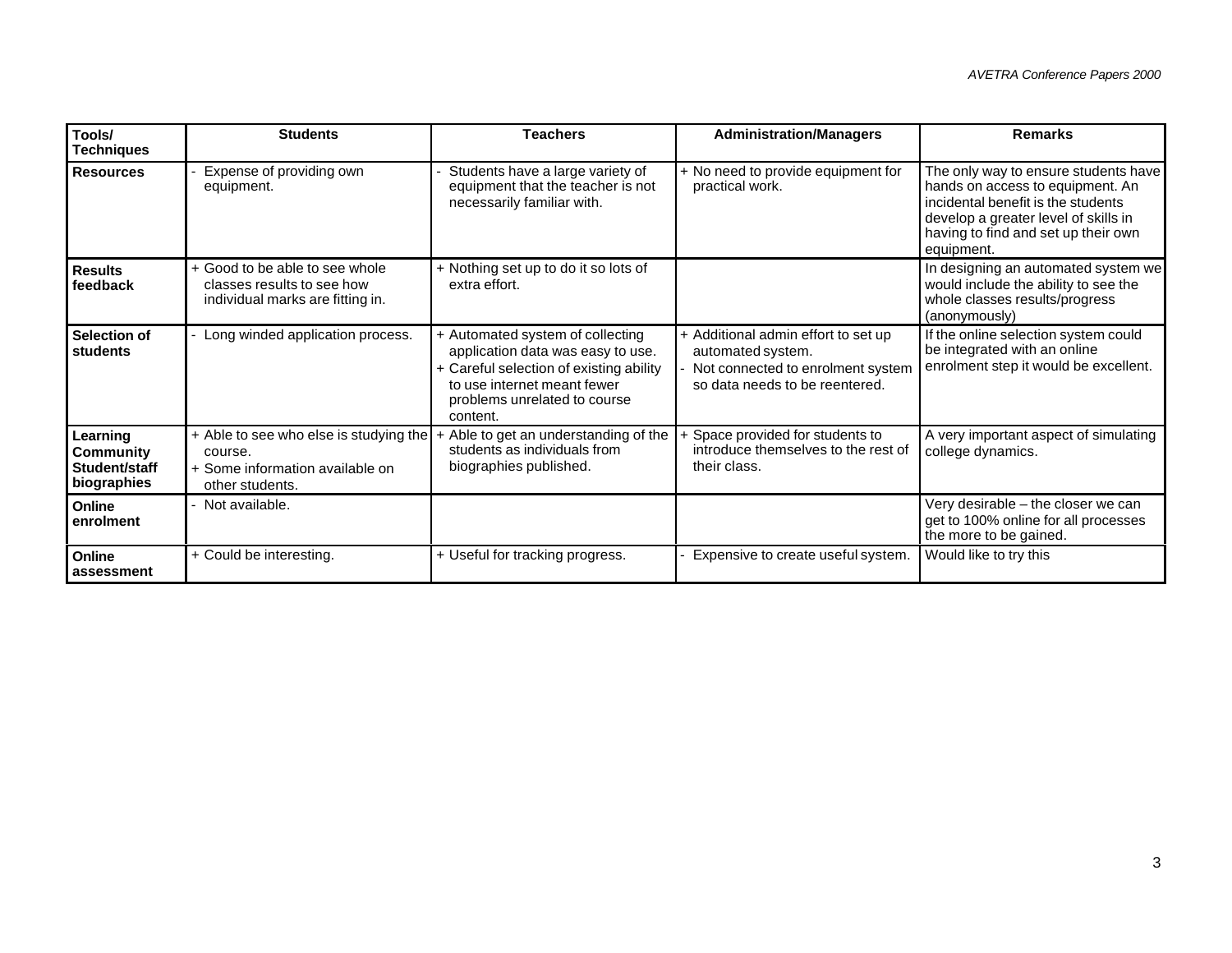| **Tools/ Techniques** | **Students** | **Teachers** | **Administration/Managers** | **Remarks** |
|---|---|---|---|---|
| **Resources** | - Expense of providing own equipment. | - Students have a large variety of equipment that the teacher is not necessarily familiar with. | + No need to provide equipment for practical work. | The only way to ensure students have hands on access to equipment. An incidental benefit is the students develop a greater level of skills in having to find and set up their own equipment. |
| **Results feedback** | + Good to be able to see whole classes results to see how individual marks are fitting in. | + Nothing set up to do it so lots of extra effort. | | In designing an automated system we would include the ability to see the whole classes results/progress (anonymously) |
| **Selection of students** | - Long winded application process. | + Automated system of collecting application data was easy to use.<br>+ Careful selection of existing ability to use internet meant fewer problems unrelated to course content. | + Additional admin effort to set up automated system.<br>- Not connected to enrolment system so data needs to be reentered. | If the online selection system could be integrated with an online enrolment step it would be excellent. |
| **Learning Community Student/staff biographies** | + Able to see who else is studying the course.<br>+ Some information available on other students. | + Able to get an understanding of the students as individuals from biographies published. | + Space provided for students to introduce themselves to the rest of their class. | A very important aspect of simulating college dynamics. |
| **Online enrolment** | - Not available. | | | Very desirable – the closer we can get to 100% online for all processes the more to be gained. |
| **Online assessment** | + Could be interesting. | + Useful for tracking progress. | - Expensive to create useful system. | Would like to try this |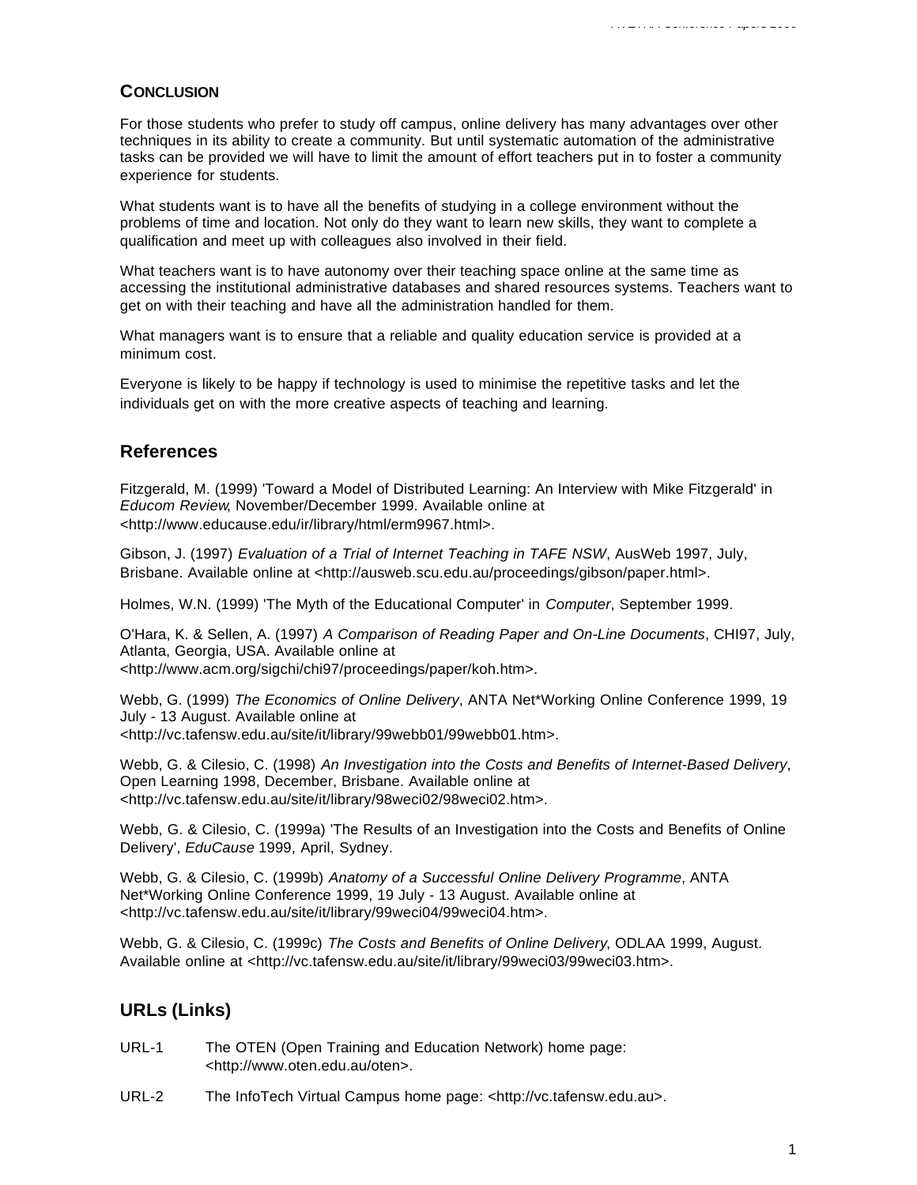## Conclusion

For those students who prefer to study off campus, online delivery has many advantages over other techniques in its ability to create a community. But until systematic automation of the administrative tasks can be provided we will have to limit the amount of effort teachers put in to foster a community experience for students.

What students want is to have all the benefits of studying in a college environment without the problems of time and location. Not only do they want to learn new skills, they want to complete a qualification and meet up with colleagues also involved in their field.

What teachers want is to have autonomy over their teaching space online at the same time as accessing the institutional administrative databases and shared resources systems. Teachers want to get on with their teaching and have all the administration handled for them.

What managers want is to ensure that a reliable and quality education service is provided at a minimum cost.

Everyone is likely to be happy if technology is used to minimise the repetitive tasks and let the individuals get on with the more creative aspects of teaching and learning.

## References

Fitzgerald, M. (1999) 'Toward a Model of Distributed Learning: An Interview with Mike Fitzgerald' in *Educom Review*, November/December 1999. Available online at <http://www.educause.edu/ir/library/html/erm9967.html>.

Gibson, J. (1997) *Evaluation of a Trial of Internet Teaching in TAFE NSW*, AusWeb 1997, July, Brisbane. Available online at <http://ausweb.scu.edu.au/proceedings/gibson/paper.html>.

Holmes, W.N. (1999) 'The Myth of the Educational Computer' in *Computer*, September 1999.

O'Hara, K. & Sellen, A. (1997) *A Comparison of Reading Paper and On-Line Documents*, CHI97, July, Atlanta, Georgia, USA. Available online at <http://www.acm.org/sigchi/chi97/proceedings/paper/koh.htm>.

Webb, G. (1999) *The Economics of Online Delivery*, ANTA Net*Working Online Conference 1999, 19 July - 13 August. Available online at <http://vc.tafensw.edu.au/site/it/library/99webb01/99webb01.htm>.

Webb, G. & Cilesio, C. (1998) *An Investigation into the Costs and Benefits of Internet-Based Delivery*, Open Learning 1998, December, Brisbane. Available online at <http://vc.tafensw.edu.au/site/it/library/98weci02/98weci02.htm>.

Webb, G. & Cilesio, C. (1999a) 'The Results of an Investigation into the Costs and Benefits of Online Delivery', *EduCause* 1999, April, Sydney.

Webb, G. & Cilesio, C. (1999b) *Anatomy of a Successful Online Delivery Programme*, ANTA Net*Working Online Conference 1999, 19 July - 13 August. Available online at <http://vc.tafensw.edu.au/site/it/library/99weci04/99weci04.htm>.

Webb, G. & Cilesio, C. (1999c) *The Costs and Benefits of Online Delivery*, ODLAA 1999, August. Available online at <http://vc.tafensw.edu.au/site/it/library/99weci03/99weci03.htm>.

## URLs (Links)

URL-1 The OTEN (Open Training and Education Network) home page: <http://www.oten.edu.au/oten>.

URL-2 The InfoTech Virtual Campus home page: <http://vc.tafensw.edu.au>.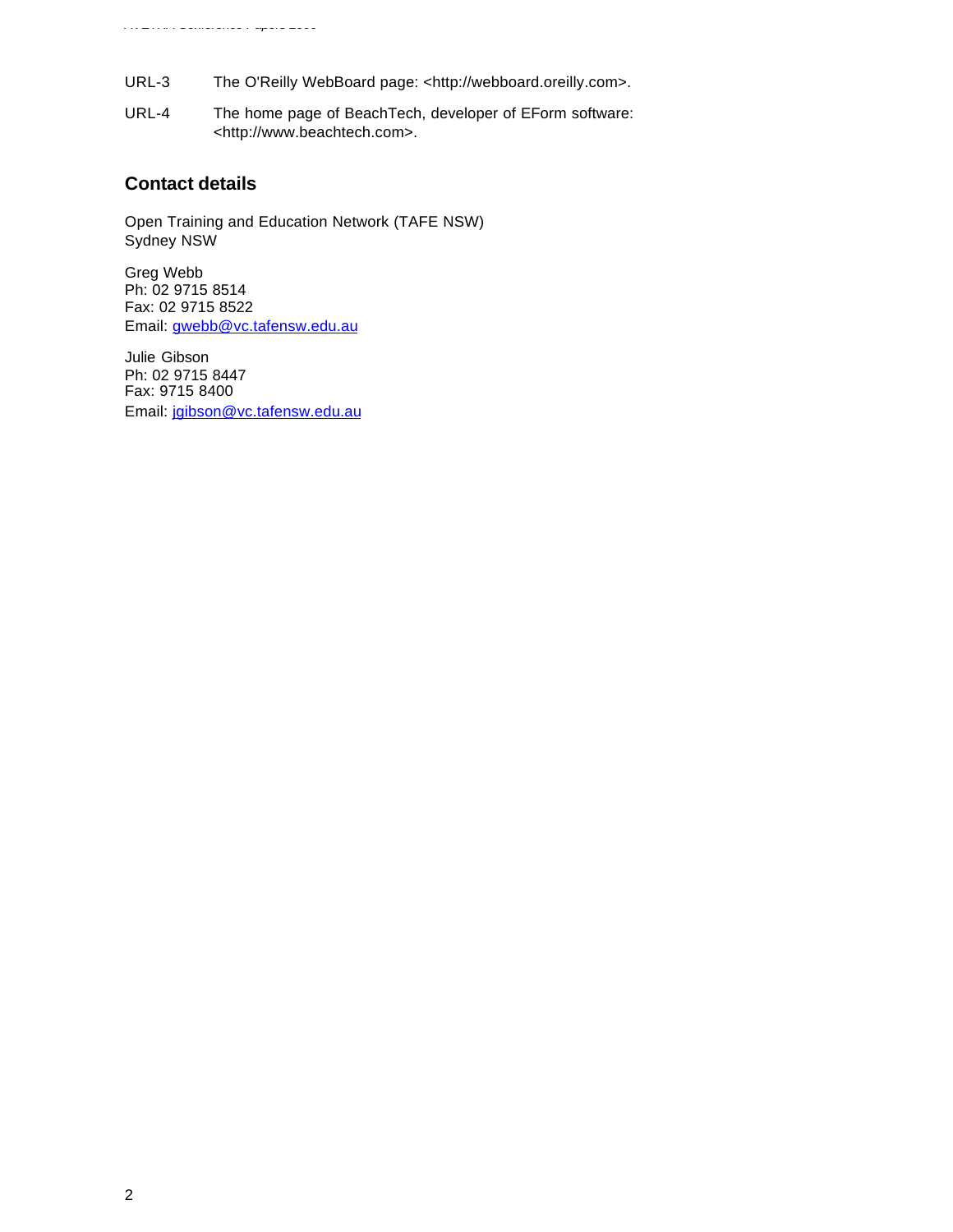URL-3 The O'Reilly WebBoard page: <http://webboard.oreilly.com>.

URL-4 The home page of BeachTech, developer of EForm software: <http://www.beachtech.com>.

## Contact details

Open Training and Education Network (TAFE NSW)
Sydney NSW

Greg Webb
Ph: 02 9715 8514
Fax: 02 9715 8522
Email: gwebb@vc.tafensw.edu.au

Julie Gibson
Ph: 02 9715 8447
Fax: 9715 8400
Email: jgibson@vc.tafensw.edu.au